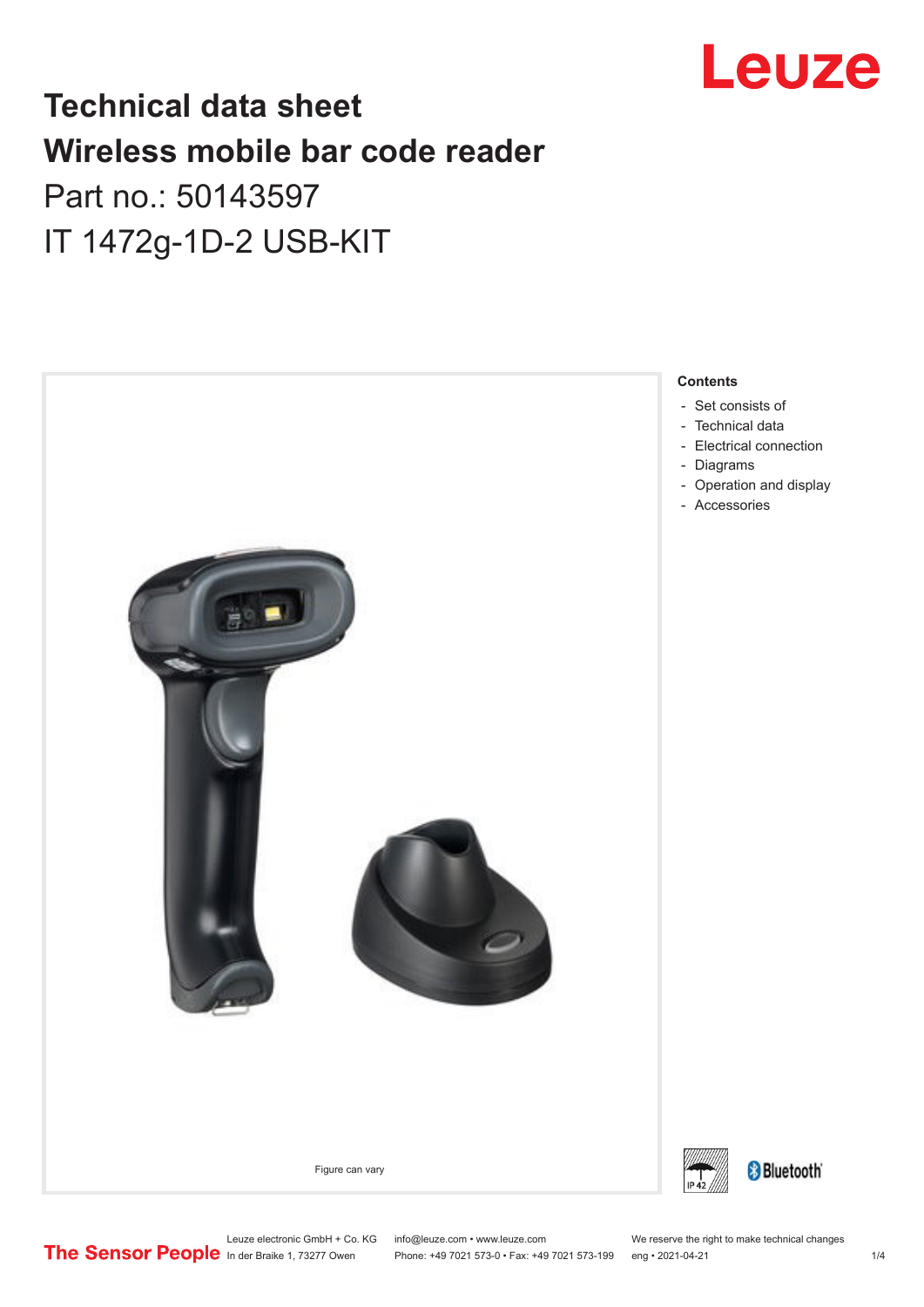# Technical data sheet
# Wireless mobile bar code reader
## Part no.: 50143597
## IT 1472g-1D-2 USB-KIT

Figure can vary

**Contents**

- Set consists of
- Technical data
- Electrical connection
- Diagrams
- Operation and display
- Accessories

Leuze electronic GmbH + Co. KG
In der Braike 1, 73277 Owen

info@leuze.com • www.leuze.com
Phone: +49 7021 573-0 • Fax: +49 7021 573-199

We reserve the right to make technical changes
eng • 2021-04-21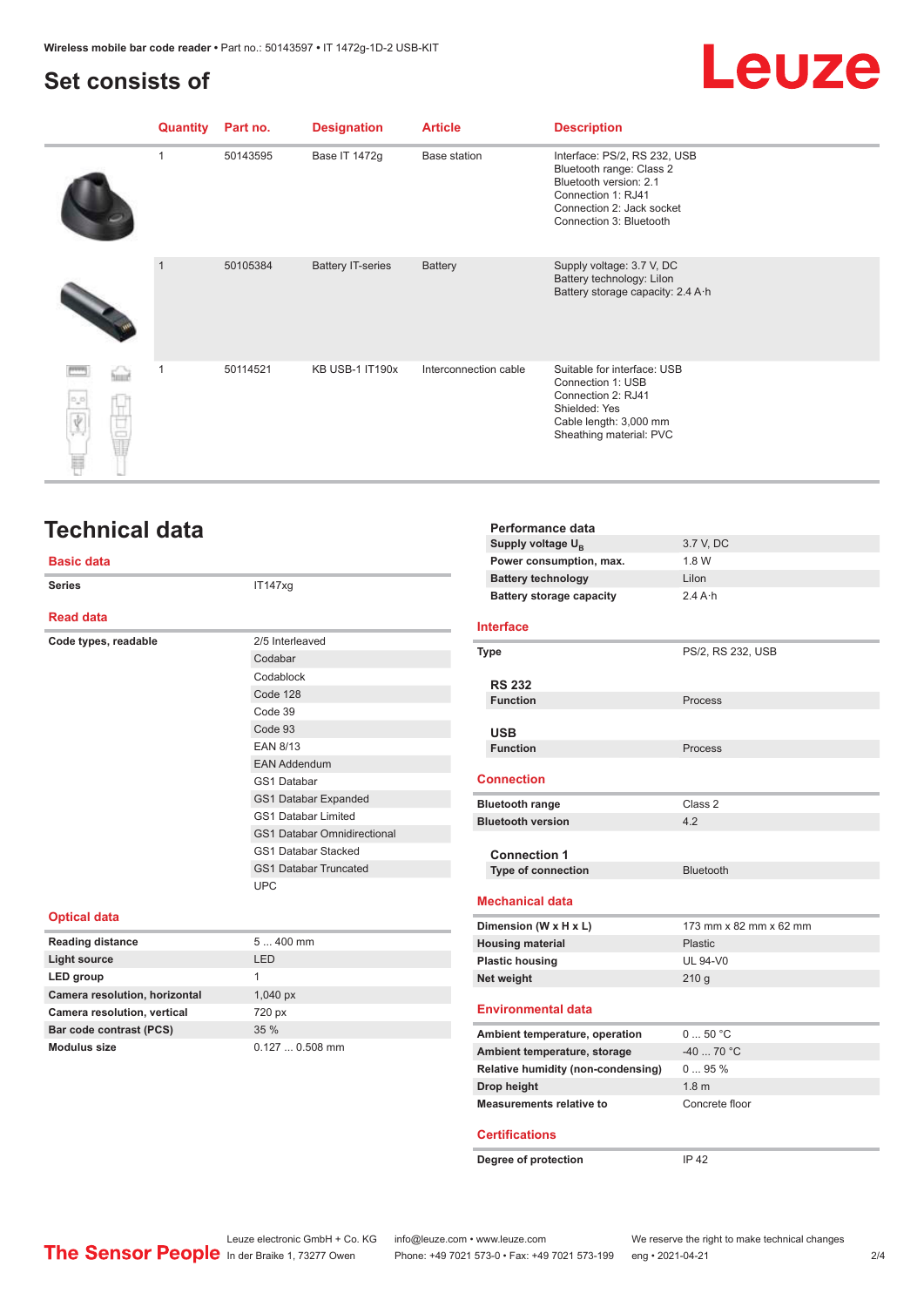## Set consists of

| Quantity | Part no. | Designation | Article | Description |
|---|---|---|---|---|
| 1 | 50143595 | Base IT 1472g | Base station | Interface: PS/2, RS 232, USB<br>Bluetooth range: Class 2<br>Bluetooth version: 2.1<br>Connection 1: RJ41<br>Connection 2: Jack socket<br>Connection 3: Bluetooth |
| 1 | 50105384 | Battery IT-series | Battery | Supply voltage: 3.7 V, DC<br>Battery technology: LiIon<br>Battery storage capacity: 2.4 A·h |
| 1 | 50114521 | KB USB-1 IT190x | Interconnection cable | Suitable for interface: USB<br>Connection 1: USB<br>Connection 2: RJ41<br>Shielded: Yes<br>Cable length: 3,000 mm<br>Sheathing material: PVC |

## Technical data

### Basic data

| | |
|---|---|
| Series | IT147xg |

### Read data

| | |
|---|---|
| Code types, readable | 2/5 Interleaved |
| | Codabar |
| | Codablock |
| | Code 128 |
| | Code 39 |
| | Code 93 |
| | EAN 8/13 |
| | EAN Addendum |
| | GS1 Databar |
| | GS1 Databar Expanded |
| | GS1 Databar Limited |
| | GS1 Databar Omnidirectional |
| | GS1 Databar Stacked |
| | GS1 Databar Truncated |
| | UPC |

### Optical data

| | |
|---|---|
| Reading distance | 5 ... 400 mm |
| Light source | LED |
| LED group | 1 |
| Camera resolution, horizontal | 1,040 px |
| Camera resolution, vertical | 720 px |
| Bar code contrast (PCS) | 35 % |
| Modulus size | 0.127 ... 0.508 mm |

#### Performance data

| | |
|---|---|
| Supply voltage $U_B$ | 3.7 V, DC |
| Power consumption, max. | 1.8 W |
| Battery technology | LiIon |
| Battery storage capacity | 2.4 A·h |

### Interface

| | |
|---|---|
| Type | PS/2, RS 232, USB |

#### RS 232

| | |
|---|---|
| Function | Process |

#### USB

| | |
|---|---|
| Function | Process |

### Connection

| | |
|---|---|
| Bluetooth range | Class 2 |
| Bluetooth version | 4.2 |

#### Connection 1

| | |
|---|---|
| Type of connection | Bluetooth |

### Mechanical data

| | |
|---|---|
| Dimension (W x H x L) | 173 mm x 82 mm x 62 mm |
| Housing material | Plastic |
| Plastic housing | UL 94-V0 |
| Net weight | 210 g |

### Environmental data

| | |
|---|---|
| Ambient temperature, operation | 0 ... 50 °C |
| Ambient temperature, storage | -40 ... 70 °C |
| Relative humidity (non-condensing) | 0 ... 95 % |
| Drop height | 1.8 m |
| Measurements relative to | Concrete floor |

### Certifications

| | |
|---|---|
| Degree of protection | IP 42 |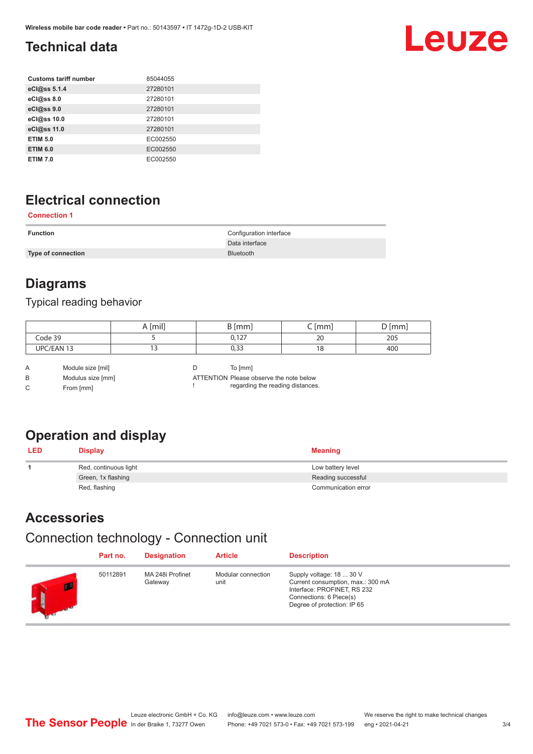## Technical data

| Customs tariff number | 85044055 |
|---|---|
| eCl@ss 5.1.4 | 27280101 |
| eCl@ss 8.0 | 27280101 |
| eCl@ss 9.0 | 27280101 |
| eCl@ss 10.0 | 27280101 |
| eCl@ss 11.0 | 27280101 |
| ETIM 5.0 | EC002550 |
| ETIM 6.0 | EC002550 |
| ETIM 7.0 | EC002550 |

## Electrical connection

**Connection 1**

| Function | Configuration interface<br>Data interface |
|---|---|
| Type of connection | Bluetooth |

## Diagrams

### Typical reading behavior

| | A [mil] | B [mm] | C [mm] | D [mm] |
|---|---|---|---|---|
| Code 39 | 5 | 0,127 | 20 | 205 |
| UPC/EAN 13 | 13 | 0,33 | 18 | 400 |

A Module size [mil]

B Modulus size [mm]

C From [mm]

D To [mm]

ATTENTION ! Please observe the note below regarding the reading distances.

## Operation and display

| LED | Display | Meaning |
|---|---|---|
| 1 | Red, continuous light | Low battery level |
| | Green, 1x flashing | Reading successful |
| | Red, flashing | Communication error |

## Accessories

### Connection technology - Connection unit

| Part no. | Designation | Article | Description |
|---|---|---|---|
| 50112891 | MA 248i Profinet Gateway | Modular connection unit | Supply voltage: 18 ... 30 V<br>Current consumption, max.: 300 mA<br>Interface: PROFINET, RS 232<br>Connections: 6 Piece(s)<br>Degree of protection: IP 65 |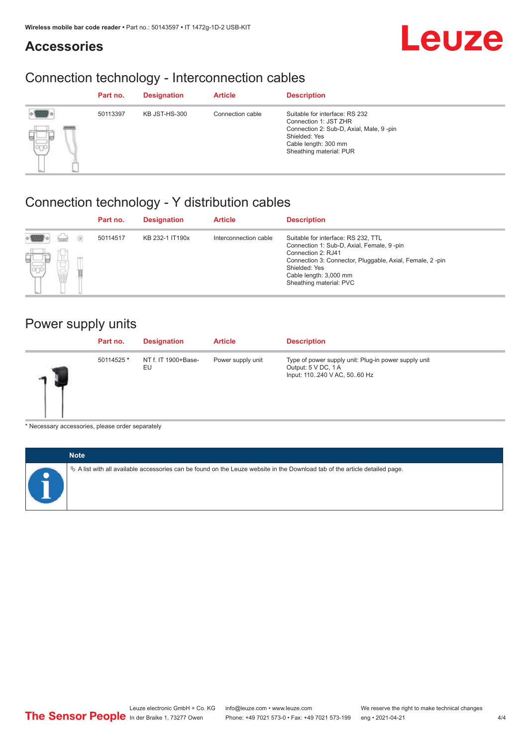# Accessories

## Connection technology - Interconnection cables

| | Part no. | Designation | Article | Description |
|---|---|---|---|---|
| | 50113397 | KB JST-HS-300 | Connection cable | Suitable for interface: RS 232<br>Connection 1: JST ZHR<br>Connection 2: Sub-D, Axial, Male, 9 -pin<br>Shielded: Yes<br>Cable length: 300 mm<br>Sheathing material: PUR |

## Connection technology - Y distribution cables

| | Part no. | Designation | Article | Description |
|---|---|---|---|---|
| | 50114517 | KB 232-1 IT190x | Interconnection cable | Suitable for interface: RS 232, TTL<br>Connection 1: Sub-D, Axial, Female, 9 -pin<br>Connection 2: RJ41<br>Connection 3: Connector, Pluggable, Axial, Female, 2 -pin<br>Shielded: Yes<br>Cable length: 3,000 mm<br>Sheathing material: PVC |

## Power supply units

| | Part no. | Designation | Article | Description |
|---|---|---|---|---|
| | 50114525 * | NT f. IT 1900+Base-EU | Power supply unit | Type of power supply unit: Plug-in power supply unit<br>Output: 5 V DC, 1 A<br>Input: 110..240 V AC, 50..60 Hz |

* Necessary accessories, please order separately

**Note**

A list with all available accessories can be found on the Leuze website in the Download tab of the article detailed page.